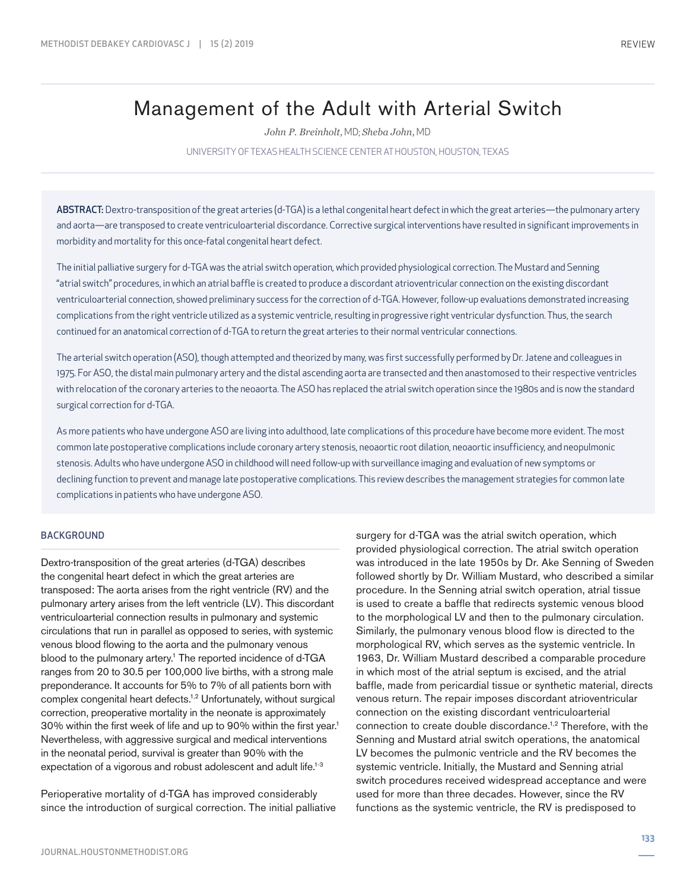# Management of the Adult with Arterial Switch

*John P. Breinholt*, MD; *Sheba John*, MD

UNIVERSITY OF TEXAS HEALTH SCIENCE CENTER AT HOUSTON, HOUSTON, TEXAS

**ABSTRACT:** Dextro-transposition of the great arteries (d-TGA) is a lethal congenital heart defect in which the great arteries—the pulmonary artery and aorta—are transposed to create ventriculoarterial discordance. Corrective surgical interventions have resulted in significant improvements in morbidity and mortality for this once-fatal congenital heart defect.

The initial palliative surgery for d-TGA was the atrial switch operation, which provided physiological correction. The Mustard and Senning "atrial switch" procedures, in which an atrial baffle is created to produce a discordant atrioventricular connection on the existing discordant ventriculoarterial connection, showed preliminary success for the correction of d-TGA. However, follow-up evaluations demonstrated increasing complications from the right ventricle utilized as a systemic ventricle, resulting in progressive right ventricular dysfunction. Thus, the search continued for an anatomical correction of d-TGA to return the great arteries to their normal ventricular connections.

The arterial switch operation (ASO), though attempted and theorized by many, was first successfully performed by Dr. Jatene and colleagues in 1975. For ASO, the distal main pulmonary artery and the distal ascending aorta are transected and then anastomosed to their respective ventricles with relocation of the coronary arteries to the neoaorta. The ASO has replaced the atrial switch operation since the 1980s and is now the standard surgical correction for d-TGA.

As more patients who have undergone ASO are living into adulthood, late complications of this procedure have become more evident. The most common late postoperative complications include coronary artery stenosis, neoaortic root dilation, neoaortic insufficiency, and neopulmonic stenosis. Adults who have undergone ASO in childhood will need follow-up with surveillance imaging and evaluation of new symptoms or declining function to prevent and manage late postoperative complications. This review describes the management strategies for common late complications in patients who have undergone ASO.

## BACKGROUND

Dextro-transposition of the great arteries (d-TGA) describes the congenital heart defect in which the great arteries are transposed: The aorta arises from the right ventricle (RV) and the pulmonary artery arises from the left ventricle (LV). This discordant ventriculoarterial connection results in pulmonary and systemic circulations that run in parallel as opposed to series, with systemic venous blood flowing to the aorta and the pulmonary venous blood to the pulmonary artery.[1] The reported incidence of d-TGA ranges from 20 to 30.5 per 100,000 live births, with a strong male preponderance. It accounts for 5% to 7% of all patients born with complex congenital heart defects.[1,2] Unfortunately, without surgical correction, preoperative mortality in the neonate is approximately 30% within the first week of life and up to 90% within the first year.[1] Nevertheless, with aggressive surgical and medical interventions in the neonatal period, survival is greater than 90% with the expectation of a vigorous and robust adolescent and adult life.[1-3]

Perioperative mortality of d-TGA has improved considerably since the introduction of surgical correction. The initial palliative surgery for d-TGA was the atrial switch operation, which provided physiological correction. The atrial switch operation was introduced in the late 1950s by Dr. Ake Senning of Sweden followed shortly by Dr. William Mustard, who described a similar procedure. In the Senning atrial switch operation, atrial tissue is used to create a baffle that redirects systemic venous blood to the morphological LV and then to the pulmonary circulation. Similarly, the pulmonary venous blood flow is directed to the morphological RV, which serves as the systemic ventricle. In 1963, Dr. William Mustard described a comparable procedure in which most of the atrial septum is excised, and the atrial baffle, made from pericardial tissue or synthetic material, directs venous return. The repair imposes discordant atrioventricular connection on the existing discordant ventriculoarterial connection to create double discordance.[1,2] Therefore, with the Senning and Mustard atrial switch operations, the anatomical LV becomes the pulmonic ventricle and the RV becomes the systemic ventricle. Initially, the Mustard and Senning atrial switch procedures received widespread acceptance and were used for more than three decades. However, since the RV functions as the systemic ventricle, the RV is predisposed to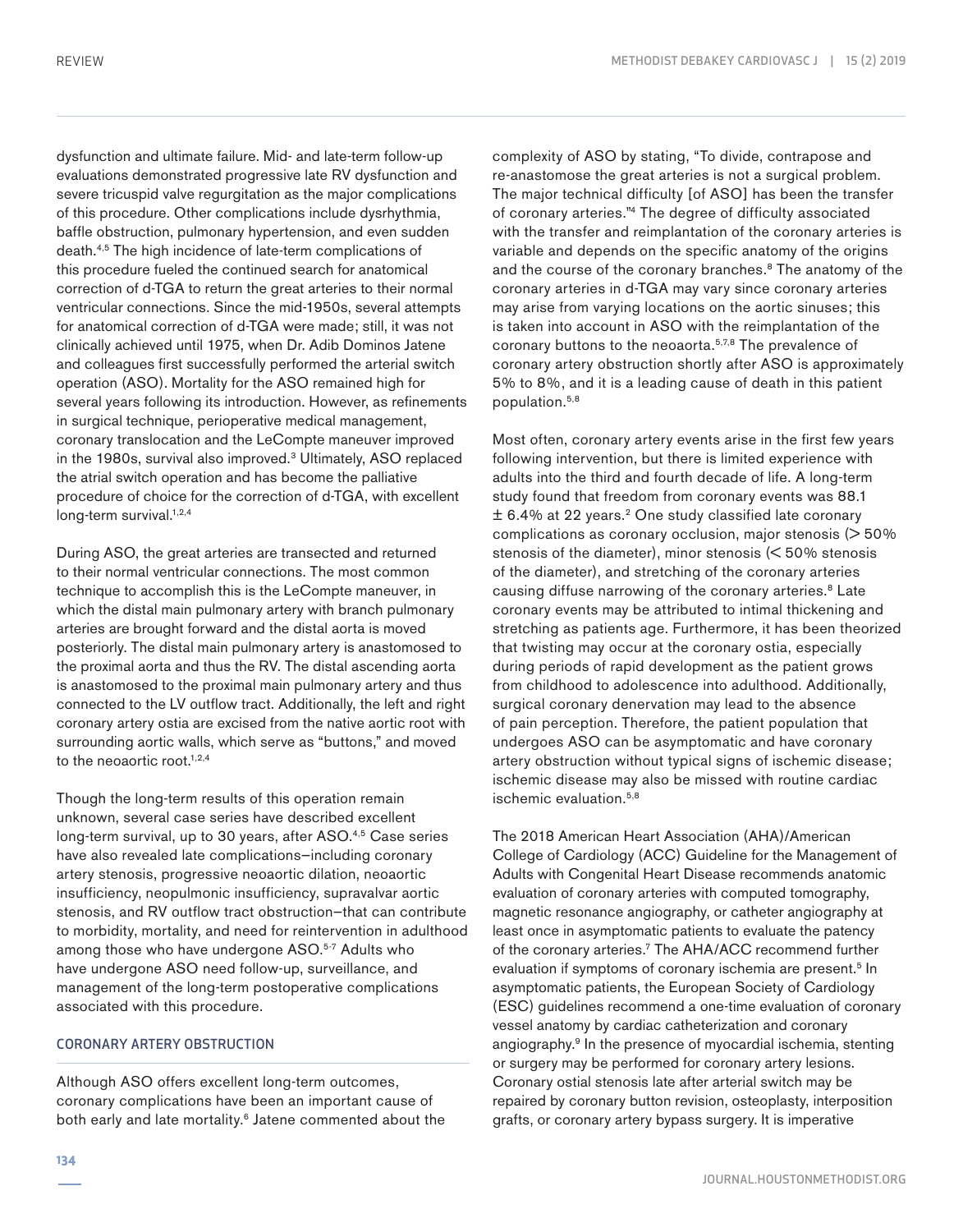dysfunction and ultimate failure. Mid- and late-term follow-up evaluations demonstrated progressive late RV dysfunction and severe tricuspid valve regurgitation as the major complications of this procedure. Other complications include dysrhythmia, baffle obstruction, pulmonary hypertension, and even sudden death.[4,5] The high incidence of late-term complications of this procedure fueled the continued search for anatomical correction of d-TGA to return the great arteries to their normal ventricular connections. Since the mid-1950s, several attempts for anatomical correction of d-TGA were made; still, it was not clinically achieved until 1975, when Dr. Adib Dominos Jatene and colleagues first successfully performed the arterial switch operation (ASO). Mortality for the ASO remained high for several years following its introduction. However, as refinements in surgical technique, perioperative medical management, coronary translocation and the LeCompte maneuver improved in the 1980s, survival also improved.[3] Ultimately, ASO replaced the atrial switch operation and has become the palliative procedure of choice for the correction of d-TGA, with excellent long-term survival.[1,2,4]

During ASO, the great arteries are transected and returned to their normal ventricular connections. The most common technique to accomplish this is the LeCompte maneuver, in which the distal main pulmonary artery with branch pulmonary arteries are brought forward and the distal aorta is moved posteriorly. The distal main pulmonary artery is anastomosed to the proximal aorta and thus the RV. The distal ascending aorta is anastomosed to the proximal main pulmonary artery and thus connected to the LV outflow tract. Additionally, the left and right coronary artery ostia are excised from the native aortic root with surrounding aortic walls, which serve as "buttons," and moved to the neoaortic root.[1,2,4]

Though the long-term results of this operation remain unknown, several case series have described excellent long-term survival, up to 30 years, after ASO.[4,5] Case series have also revealed late complications—including coronary artery stenosis, progressive neoaortic dilation, neoaortic insufficiency, neopulmonic insufficiency, supravalvar aortic stenosis, and RV outflow tract obstruction—that can contribute to morbidity, mortality, and need for reintervention in adulthood among those who have undergone ASO.[5-7] Adults who have undergone ASO need follow-up, surveillance, and management of the long-term postoperative complications associated with this procedure.

## CORONARY ARTERY OBSTRUCTION

Although ASO offers excellent long-term outcomes, coronary complications have been an important cause of both early and late mortality.[6] Jatene commented about the complexity of ASO by stating, "To divide, contrapose and re-anastomose the great arteries is not a surgical problem. The major technical difficulty [of ASO] has been the transfer of coronary arteries."[4] The degree of difficulty associated with the transfer and reimplantation of the coronary arteries is variable and depends on the specific anatomy of the origins and the course of the coronary branches.[8] The anatomy of the coronary arteries in d-TGA may vary since coronary arteries may arise from varying locations on the aortic sinuses; this is taken into account in ASO with the reimplantation of the coronary buttons to the neoaorta.[5,7,8] The prevalence of coronary artery obstruction shortly after ASO is approximately 5% to 8%, and it is a leading cause of death in this patient population.[5,8]

Most often, coronary artery events arise in the first few years following intervention, but there is limited experience with adults into the third and fourth decade of life. A long-term study found that freedom from coronary events was 88.1 ± 6.4% at 22 years.[2] One study classified late coronary complications as coronary occlusion, major stenosis (> 50% stenosis of the diameter), minor stenosis (< 50% stenosis of the diameter), and stretching of the coronary arteries causing diffuse narrowing of the coronary arteries.[8] Late coronary events may be attributed to intimal thickening and stretching as patients age. Furthermore, it has been theorized that twisting may occur at the coronary ostia, especially during periods of rapid development as the patient grows from childhood to adolescence into adulthood. Additionally, surgical coronary denervation may lead to the absence of pain perception. Therefore, the patient population that undergoes ASO can be asymptomatic and have coronary artery obstruction without typical signs of ischemic disease; ischemic disease may also be missed with routine cardiac ischemic evaluation.[5,8]

The 2018 American Heart Association (AHA)/American College of Cardiology (ACC) Guideline for the Management of Adults with Congenital Heart Disease recommends anatomic evaluation of coronary arteries with computed tomography, magnetic resonance angiography, or catheter angiography at least once in asymptomatic patients to evaluate the patency of the coronary arteries.[7] The AHA/ACC recommend further evaluation if symptoms of coronary ischemia are present.[5] In asymptomatic patients, the European Society of Cardiology (ESC) guidelines recommend a one-time evaluation of coronary vessel anatomy by cardiac catheterization and coronary angiography.[9] In the presence of myocardial ischemia, stenting or surgery may be performed for coronary artery lesions. Coronary ostial stenosis late after arterial switch may be repaired by coronary button revision, osteoplasty, interposition grafts, or coronary artery bypass surgery. It is imperative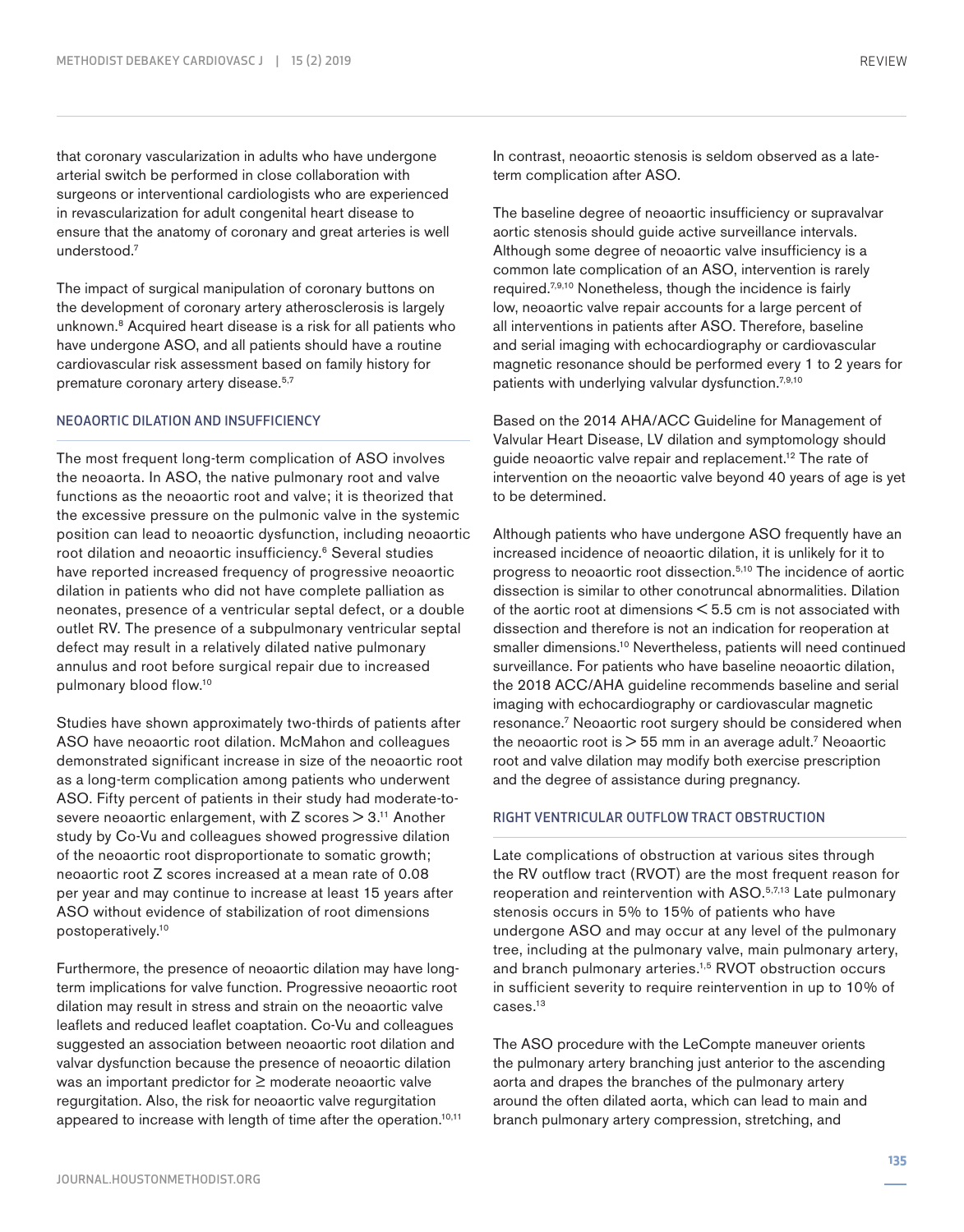that coronary vascularization in adults who have undergone arterial switch be performed in close collaboration with surgeons or interventional cardiologists who are experienced in revascularization for adult congenital heart disease to ensure that the anatomy of coronary and great arteries is well understood.[7]

The impact of surgical manipulation of coronary buttons on the development of coronary artery atherosclerosis is largely unknown.[8] Acquired heart disease is a risk for all patients who have undergone ASO, and all patients should have a routine cardiovascular risk assessment based on family history for premature coronary artery disease.[5,7]

## NEOAORTIC DILATION AND INSUFFICIENCY

The most frequent long-term complication of ASO involves the neoaorta. In ASO, the native pulmonary root and valve functions as the neoaortic root and valve; it is theorized that the excessive pressure on the pulmonic valve in the systemic position can lead to neoaortic dysfunction, including neoaortic root dilation and neoaortic insufficiency.[6] Several studies have reported increased frequency of progressive neoaortic dilation in patients who did not have complete palliation as neonates, presence of a ventricular septal defect, or a double outlet RV. The presence of a subpulmonary ventricular septal defect may result in a relatively dilated native pulmonary annulus and root before surgical repair due to increased pulmonary blood flow.[10]

Studies have shown approximately two-thirds of patients after ASO have neoaortic root dilation. McMahon and colleagues demonstrated significant increase in size of the neoaortic root as a long-term complication among patients who underwent ASO. Fifty percent of patients in their study had moderate-to-severe neoaortic enlargement, with Z scores > 3.[11] Another study by Co-Vu and colleagues showed progressive dilation of the neoaortic root disproportionate to somatic growth; neoaortic root Z scores increased at a mean rate of 0.08 per year and may continue to increase at least 15 years after ASO without evidence of stabilization of root dimensions postoperatively.[10]

Furthermore, the presence of neoaortic dilation may have long-term implications for valve function. Progressive neoaortic root dilation may result in stress and strain on the neoaortic valve leaflets and reduced leaflet coaptation. Co-Vu and colleagues suggested an association between neoaortic root dilation and valvar dysfunction because the presence of neoaortic dilation was an important predictor for ≥ moderate neoaortic valve regurgitation. Also, the risk for neoaortic valve regurgitation appeared to increase with length of time after the operation.[10,11] In contrast, neoaortic stenosis is seldom observed as a late-term complication after ASO.

The baseline degree of neoaortic insufficiency or supravalvar aortic stenosis should guide active surveillance intervals. Although some degree of neoaortic valve insufficiency is a common late complication of an ASO, intervention is rarely required.[7,9,10] Nonetheless, though the incidence is fairly low, neoaortic valve repair accounts for a large percent of all interventions in patients after ASO. Therefore, baseline and serial imaging with echocardiography or cardiovascular magnetic resonance should be performed every 1 to 2 years for patients with underlying valvular dysfunction.[7,9,10]

Based on the 2014 AHA/ACC Guideline for Management of Valvular Heart Disease, LV dilation and symptomology should guide neoaortic valve repair and replacement.[12] The rate of intervention on the neoaortic valve beyond 40 years of age is yet to be determined.

Although patients who have undergone ASO frequently have an increased incidence of neoaortic dilation, it is unlikely for it to progress to neoaortic root dissection.[5,10] The incidence of aortic dissection is similar to other conotruncal abnormalities. Dilation of the aortic root at dimensions < 5.5 cm is not associated with dissection and therefore is not an indication for reoperation at smaller dimensions.[10] Nevertheless, patients will need continued surveillance. For patients who have baseline neoaortic dilation, the 2018 ACC/AHA guideline recommends baseline and serial imaging with echocardiography or cardiovascular magnetic resonance.[7] Neoaortic root surgery should be considered when the neoaortic root is > 55 mm in an average adult.[7] Neoaortic root and valve dilation may modify both exercise prescription and the degree of assistance during pregnancy.

## RIGHT VENTRICULAR OUTFLOW TRACT OBSTRUCTION

Late complications of obstruction at various sites through the RV outflow tract (RVOT) are the most frequent reason for reoperation and reintervention with ASO.[5,7,13] Late pulmonary stenosis occurs in 5% to 15% of patients who have undergone ASO and may occur at any level of the pulmonary tree, including at the pulmonary valve, main pulmonary artery, and branch pulmonary arteries.[1,5] RVOT obstruction occurs in sufficient severity to require reintervention in up to 10% of cases.[13]

The ASO procedure with the LeCompte maneuver orients the pulmonary artery branching just anterior to the ascending aorta and drapes the branches of the pulmonary artery around the often dilated aorta, which can lead to main and branch pulmonary artery compression, stretching, and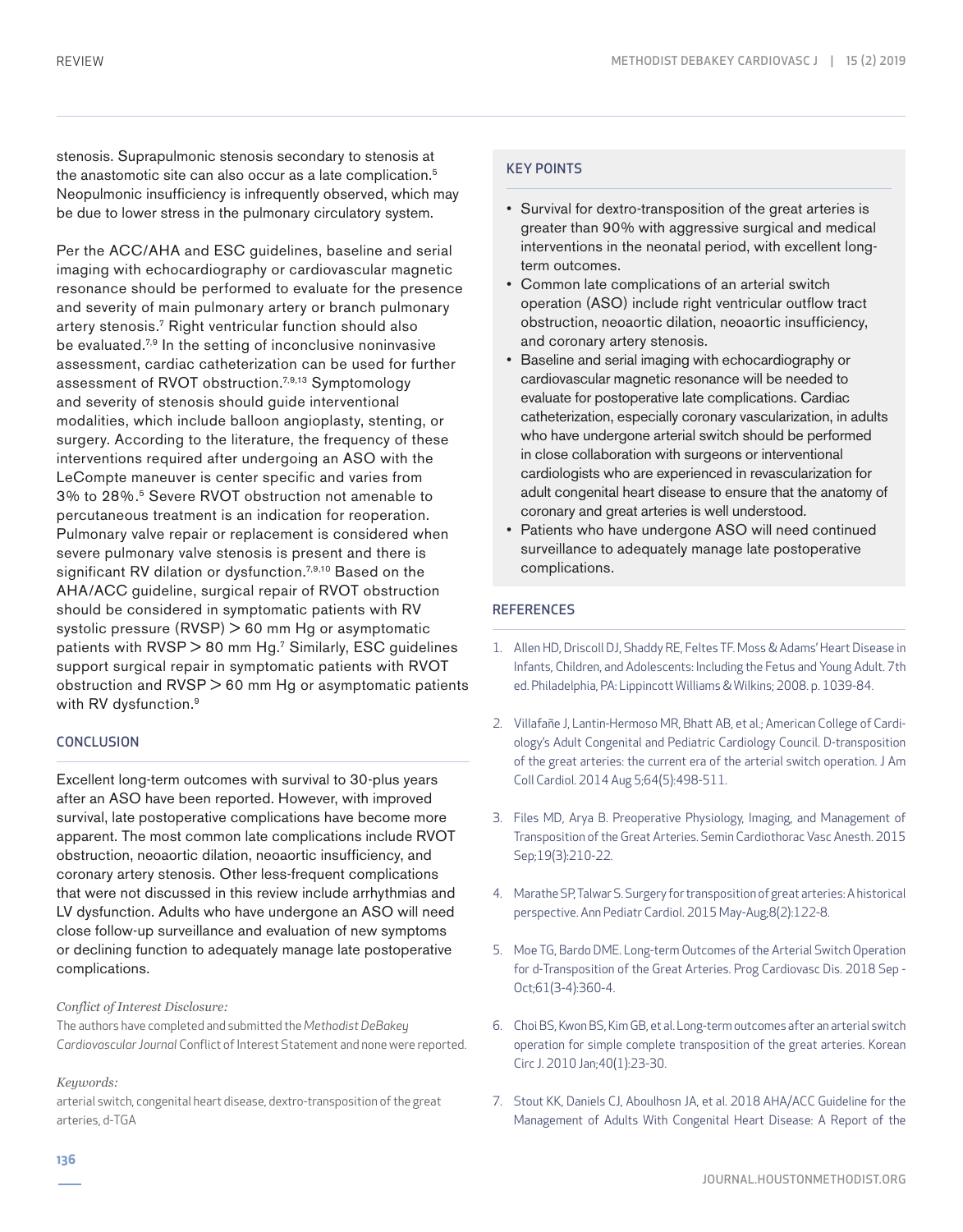stenosis. Suprapulmonic stenosis secondary to stenosis at the anastomotic site can also occur as a late complication.[5] Neopulmonic insufficiency is infrequently observed, which may be due to lower stress in the pulmonary circulatory system.

Per the ACC/AHA and ESC guidelines, baseline and serial imaging with echocardiography or cardiovascular magnetic resonance should be performed to evaluate for the presence and severity of main pulmonary artery or branch pulmonary artery stenosis.[7] Right ventricular function should also be evaluated.[7,9] In the setting of inconclusive noninvasive assessment, cardiac catheterization can be used for further assessment of RVOT obstruction.[7,9,13] Symptomology and severity of stenosis should guide interventional modalities, which include balloon angioplasty, stenting, or surgery. According to the literature, the frequency of these interventions required after undergoing an ASO with the LeCompte maneuver is center specific and varies from 3% to 28%.[5] Severe RVOT obstruction not amenable to percutaneous treatment is an indication for reoperation. Pulmonary valve repair or replacement is considered when severe pulmonary valve stenosis is present and there is significant RV dilation or dysfunction.[7,9,10] Based on the AHA/ACC guideline, surgical repair of RVOT obstruction should be considered in symptomatic patients with RV systolic pressure (RVSP) > 60 mm Hg or asymptomatic patients with RVSP > 80 mm Hg.[7] Similarly, ESC guidelines support surgical repair in symptomatic patients with RVOT obstruction and RVSP > 60 mm Hg or asymptomatic patients with RV dysfunction.[9]

## CONCLUSION

Excellent long-term outcomes with survival to 30-plus years after an ASO have been reported. However, with improved survival, late postoperative complications have become more apparent. The most common late complications include RVOT obstruction, neoaortic dilation, neoaortic insufficiency, and coronary artery stenosis. Other less-frequent complications that were not discussed in this review include arrhythmias and LV dysfunction. Adults who have undergone an ASO will need close follow-up surveillance and evaluation of new symptoms or declining function to adequately manage late postoperative complications.

*Conflict of Interest Disclosure:*

The authors have completed and submitted the *Methodist DeBakey Cardiovascular Journal* Conflict of Interest Statement and none were reported.

*Keywords:*

arterial switch, congenital heart disease, dextro-transposition of the great arteries, d-TGA

## KEY POINTS

- Survival for dextro-transposition of the great arteries is greater than 90% with aggressive surgical and medical interventions in the neonatal period, with excellent long-term outcomes.
- Common late complications of an arterial switch operation (ASO) include right ventricular outflow tract obstruction, neoaortic dilation, neoaortic insufficiency, and coronary artery stenosis.
- Baseline and serial imaging with echocardiography or cardiovascular magnetic resonance will be needed to evaluate for postoperative late complications. Cardiac catheterization, especially coronary vascularization, in adults who have undergone arterial switch should be performed in close collaboration with surgeons or interventional cardiologists who are experienced in revascularization for adult congenital heart disease to ensure that the anatomy of coronary and great arteries is well understood.
- Patients who have undergone ASO will need continued surveillance to adequately manage late postoperative complications.

## REFERENCES

1. Allen HD, Driscoll DJ, Shaddy RE, Feltes TF. Moss & Adams' Heart Disease in Infants, Children, and Adolescents: Including the Fetus and Young Adult. 7th ed. Philadelphia, PA: Lippincott Williams & Wilkins; 2008. p. 1039-84.
2. Villafañe J, Lantin-Hermoso MR, Bhatt AB, et al.; American College of Cardiology's Adult Congenital and Pediatric Cardiology Council. D-transposition of the great arteries: the current era of the arterial switch operation. J Am Coll Cardiol. 2014 Aug 5;64(5):498-511.
3. Files MD, Arya B. Preoperative Physiology, Imaging, and Management of Transposition of the Great Arteries. Semin Cardiothorac Vasc Anesth. 2015 Sep;19(3):210-22.
4. Marathe SP, Talwar S. Surgery for transposition of great arteries: A historical perspective. Ann Pediatr Cardiol. 2015 May-Aug;8(2):122-8.
5. Moe TG, Bardo DME. Long-term Outcomes of the Arterial Switch Operation for d-Transposition of the Great Arteries. Prog Cardiovasc Dis. 2018 Sep - Oct;61(3-4):360-4.
6. Choi BS, Kwon BS, Kim GB, et al. Long-term outcomes after an arterial switch operation for simple complete transposition of the great arteries. Korean Circ J. 2010 Jan;40(1):23-30.
7. Stout KK, Daniels CJ, Aboulhosn JA, et al. 2018 AHA/ACC Guideline for the Management of Adults With Congenital Heart Disease: A Report of the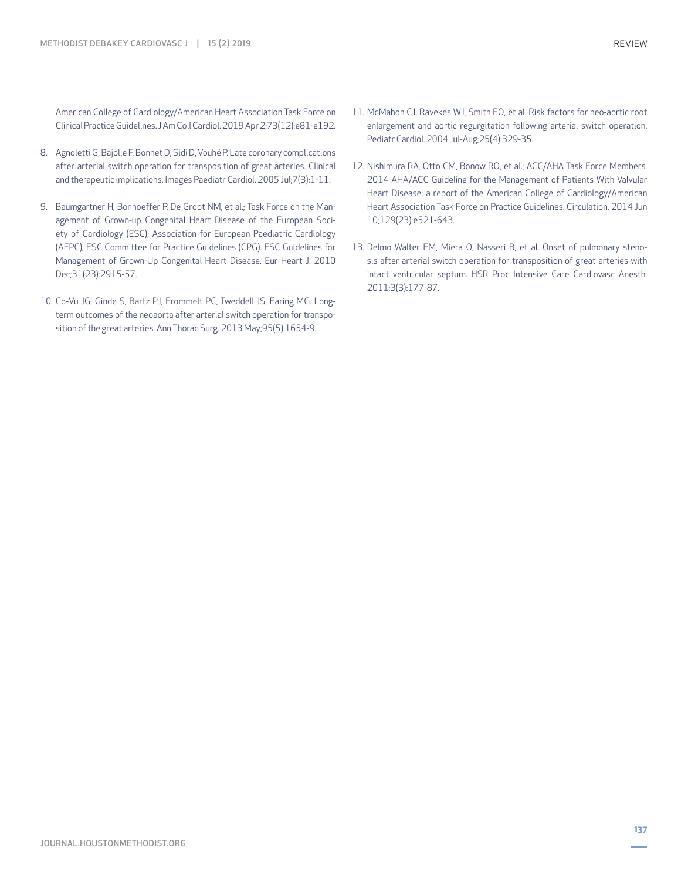American College of Cardiology/American Heart Association Task Force on Clinical Practice Guidelines. J Am Coll Cardiol. 2019 Apr 2;73(12):e81-e192.

8. Agnoletti G, Bajolle F, Bonnet D, Sidi D, Vouhé P. Late coronary complications after arterial switch operation for transposition of great arteries. Clinical and therapeutic implications. Images Paediatr Cardiol. 2005 Jul;7(3):1-11.

9. Baumgartner H, Bonhoeffer P, De Groot NM, et al.; Task Force on the Management of Grown-up Congenital Heart Disease of the European Society of Cardiology (ESC); Association for European Paediatric Cardiology (AEPC); ESC Committee for Practice Guidelines (CPG). ESC Guidelines for Management of Grown-Up Congenital Heart Disease. Eur Heart J. 2010 Dec;31(23):2915-57.

10. Co-Vu JG, Ginde S, Bartz PJ, Frommelt PC, Tweddell JS, Earing MG. Long-term outcomes of the neoaorta after arterial switch operation for transposition of the great arteries. Ann Thorac Surg. 2013 May;95(5):1654-9.

11. McMahon CJ, Ravekes WJ, Smith EO, et al. Risk factors for neo-aortic root enlargement and aortic regurgitation following arterial switch operation. Pediatr Cardiol. 2004 Jul-Aug;25(4):329-35.

12. Nishimura RA, Otto CM, Bonow RO, et al.; ACC/AHA Task Force Members. 2014 AHA/ACC Guideline for the Management of Patients With Valvular Heart Disease: a report of the American College of Cardiology/American Heart Association Task Force on Practice Guidelines. Circulation. 2014 Jun 10;129(23):e521-643.

13. Delmo Walter EM, Miera O, Nasseri B, et al. Onset of pulmonary stenosis after arterial switch operation for transposition of great arteries with intact ventricular septum. HSR Proc Intensive Care Cardiovasc Anesth. 2011;3(3):177-87.